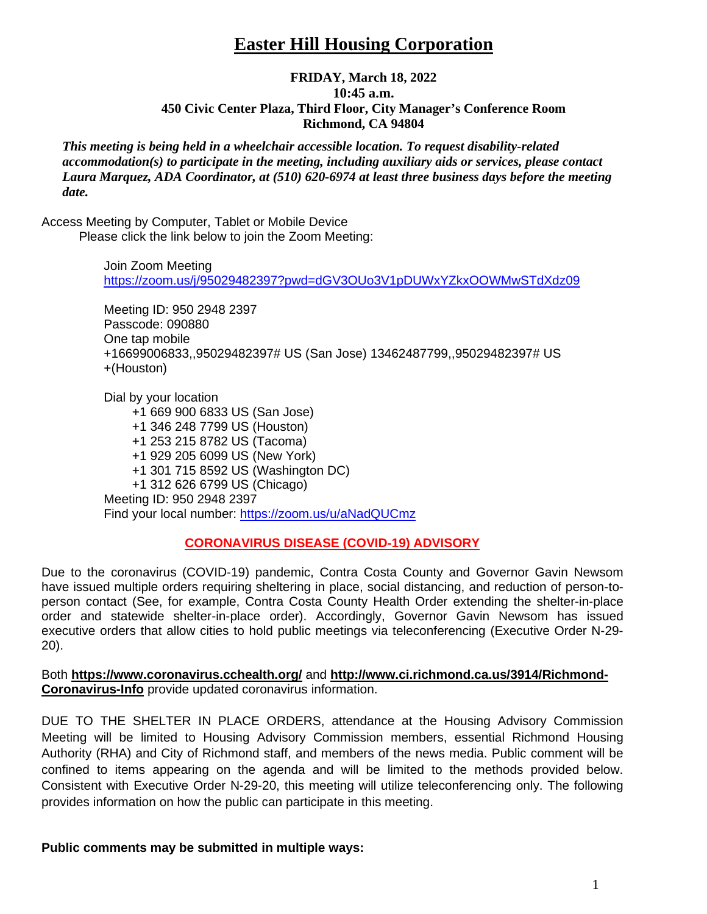# Easter Hill Housing Corporation

**FRIDAY, March 18, 2022**
**10:45 a.m.**
**450 Civic Center Plaza, Third Floor, City Manager's Conference Room**
**Richmond, CA 94804**

***This meeting is being held in a wheelchair accessible location. To request disability-related accommodation(s) to participate in the meeting, including auxiliary aids or services, please contact Laura Marquez, ADA Coordinator, at (510) 620-6974 at least three business days before the meeting date.***

Access Meeting by Computer, Tablet or Mobile Device
Please click the link below to join the Zoom Meeting:

Join Zoom Meeting
https://zoom.us/j/95029482397?pwd=dGV3OUo3V1pDUWxYZkxOOWMwSTdXdz09

Meeting ID: 950 2948 2397
Passcode: 090880
One tap mobile
+16699006833,,95029482397# US (San Jose) 13462487799,,95029482397# US +(Houston)

Dial by your location
+1 669 900 6833 US (San Jose)
+1 346 248 7799 US (Houston)
+1 253 215 8782 US (Tacoma)
+1 929 205 6099 US (New York)
+1 301 715 8592 US (Washington DC)
+1 312 626 6799 US (Chicago)
Meeting ID: 950 2948 2397
Find your local number: https://zoom.us/u/aNadQUCmz

**CORONAVIRUS DISEASE (COVID-19) ADVISORY**

Due to the coronavirus (COVID-19) pandemic, Contra Costa County and Governor Gavin Newsom have issued multiple orders requiring sheltering in place, social distancing, and reduction of person-to-person contact (See, for example, Contra Costa County Health Order extending the shelter-in-place order and statewide shelter-in-place order). Accordingly, Governor Gavin Newsom has issued executive orders that allow cities to hold public meetings via teleconferencing (Executive Order N-29-20).

Both **https://www.coronavirus.cchealth.org/** and **http://www.ci.richmond.ca.us/3914/Richmond-Coronavirus-Info** provide updated coronavirus information.

DUE TO THE SHELTER IN PLACE ORDERS, attendance at the Housing Advisory Commission Meeting will be limited to Housing Advisory Commission members, essential Richmond Housing Authority (RHA) and City of Richmond staff, and members of the news media. Public comment will be confined to items appearing on the agenda and will be limited to the methods provided below. Consistent with Executive Order N-29-20, this meeting will utilize teleconferencing only. The following provides information on how the public can participate in this meeting.

**Public comments may be submitted in multiple ways:**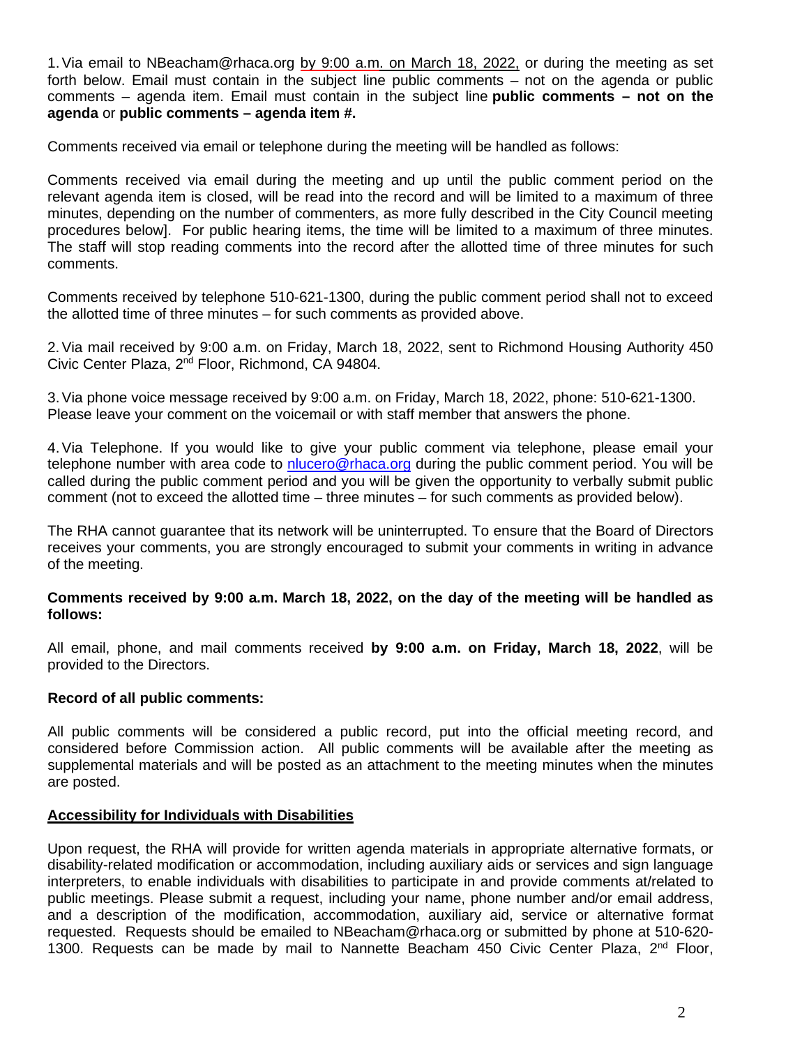1. Via email to NBeacham@rhaca.org by 9:00 a.m. on March 18, 2022, or during the meeting as set forth below. Email must contain in the subject line public comments – not on the agenda or public comments – agenda item. Email must contain in the subject line **public comments – not on the agenda** or **public comments – agenda item #.**

Comments received via email or telephone during the meeting will be handled as follows:

Comments received via email during the meeting and up until the public comment period on the relevant agenda item is closed, will be read into the record and will be limited to a maximum of three minutes, depending on the number of commenters, as more fully described in the City Council meeting procedures below]. For public hearing items, the time will be limited to a maximum of three minutes. The staff will stop reading comments into the record after the allotted time of three minutes for such comments.

Comments received by telephone 510-621-1300, during the public comment period shall not to exceed the allotted time of three minutes – for such comments as provided above.

2. Via mail received by 9:00 a.m. on Friday, March 18, 2022, sent to Richmond Housing Authority 450 Civic Center Plaza, 2nd Floor, Richmond, CA 94804.

3. Via phone voice message received by 9:00 a.m. on Friday, March 18, 2022, phone: 510-621-1300. Please leave your comment on the voicemail or with staff member that answers the phone.

4. Via Telephone. If you would like to give your public comment via telephone, please email your telephone number with area code to nlucero@rhaca.org during the public comment period. You will be called during the public comment period and you will be given the opportunity to verbally submit public comment (not to exceed the allotted time – three minutes – for such comments as provided below).

The RHA cannot guarantee that its network will be uninterrupted. To ensure that the Board of Directors receives your comments, you are strongly encouraged to submit your comments in writing in advance of the meeting.

**Comments received by 9:00 a.m. March 18, 2022, on the day of the meeting will be handled as follows:**

All email, phone, and mail comments received **by 9:00 a.m. on Friday, March 18, 2022**, will be provided to the Directors.

**Record of all public comments:**

All public comments will be considered a public record, put into the official meeting record, and considered before Commission action. All public comments will be available after the meeting as supplemental materials and will be posted as an attachment to the meeting minutes when the minutes are posted.

**Accessibility for Individuals with Disabilities**

Upon request, the RHA will provide for written agenda materials in appropriate alternative formats, or disability-related modification or accommodation, including auxiliary aids or services and sign language interpreters, to enable individuals with disabilities to participate in and provide comments at/related to public meetings. Please submit a request, including your name, phone number and/or email address, and a description of the modification, accommodation, auxiliary aid, service or alternative format requested. Requests should be emailed to NBeacham@rhaca.org or submitted by phone at 510-620-1300. Requests can be made by mail to Nannette Beacham 450 Civic Center Plaza, 2nd Floor,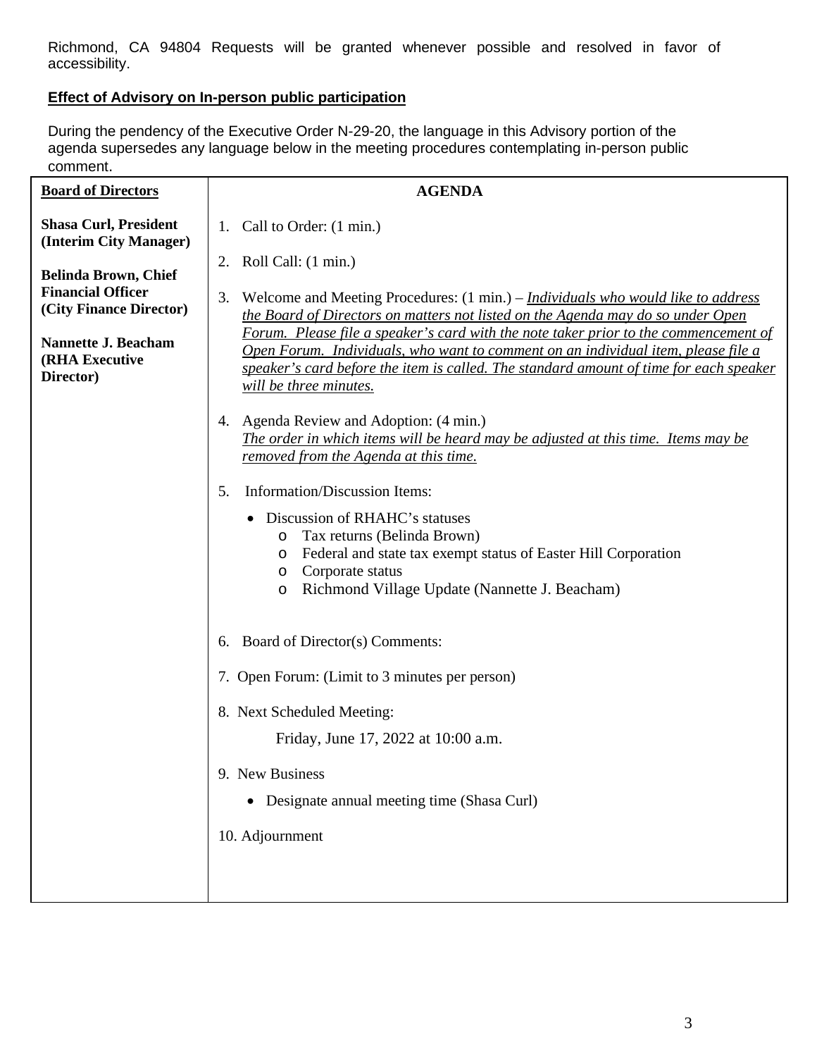Richmond, CA 94804 Requests will be granted whenever possible and resolved in favor of accessibility.

**Effect of Advisory on In-person public participation**

During the pendency of the Executive Order N-29-20, the language in this Advisory portion of the agenda supersedes any language below in the meeting procedures contemplating in-person public comment.

| **Board of Directors** | **AGENDA** |
|---|---|
| **Shasa Curl, President (Interim City Manager)**<br><br>**Belinda Brown, Chief Financial Officer (City Finance Director)**<br><br>**Nannette J. Beacham (RHA Executive Director)** | 1. Call to Order: (1 min.)<br><br>2. Roll Call: (1 min.)<br><br>3. Welcome and Meeting Procedures: (1 min.) – *Individuals who would like to address the Board of Directors on matters not listed on the Agenda may do so under Open Forum. Please file a speaker's card with the note taker prior to the commencement of Open Forum. Individuals, who want to comment on an individual item, please file a speaker's card before the item is called. The standard amount of time for each speaker will be three minutes.*<br><br>4. Agenda Review and Adoption: (4 min.) *The order in which items will be heard may be adjusted at this time. Items may be removed from the Agenda at this time.*<br><br>5. Information/Discussion Items:<br>• Discussion of RHAHC's statuses<br>o Tax returns (Belinda Brown)<br>o Federal and state tax exempt status of Easter Hill Corporation<br>o Corporate status<br>o Richmond Village Update (Nannette J. Beacham)<br><br>6. Board of Director(s) Comments:<br><br>7. Open Forum: (Limit to 3 minutes per person)<br><br>8. Next Scheduled Meeting:<br>Friday, June 17, 2022 at 10:00 a.m.<br><br>9. New Business<br>• Designate annual meeting time (Shasa Curl)<br><br>10. Adjournment |